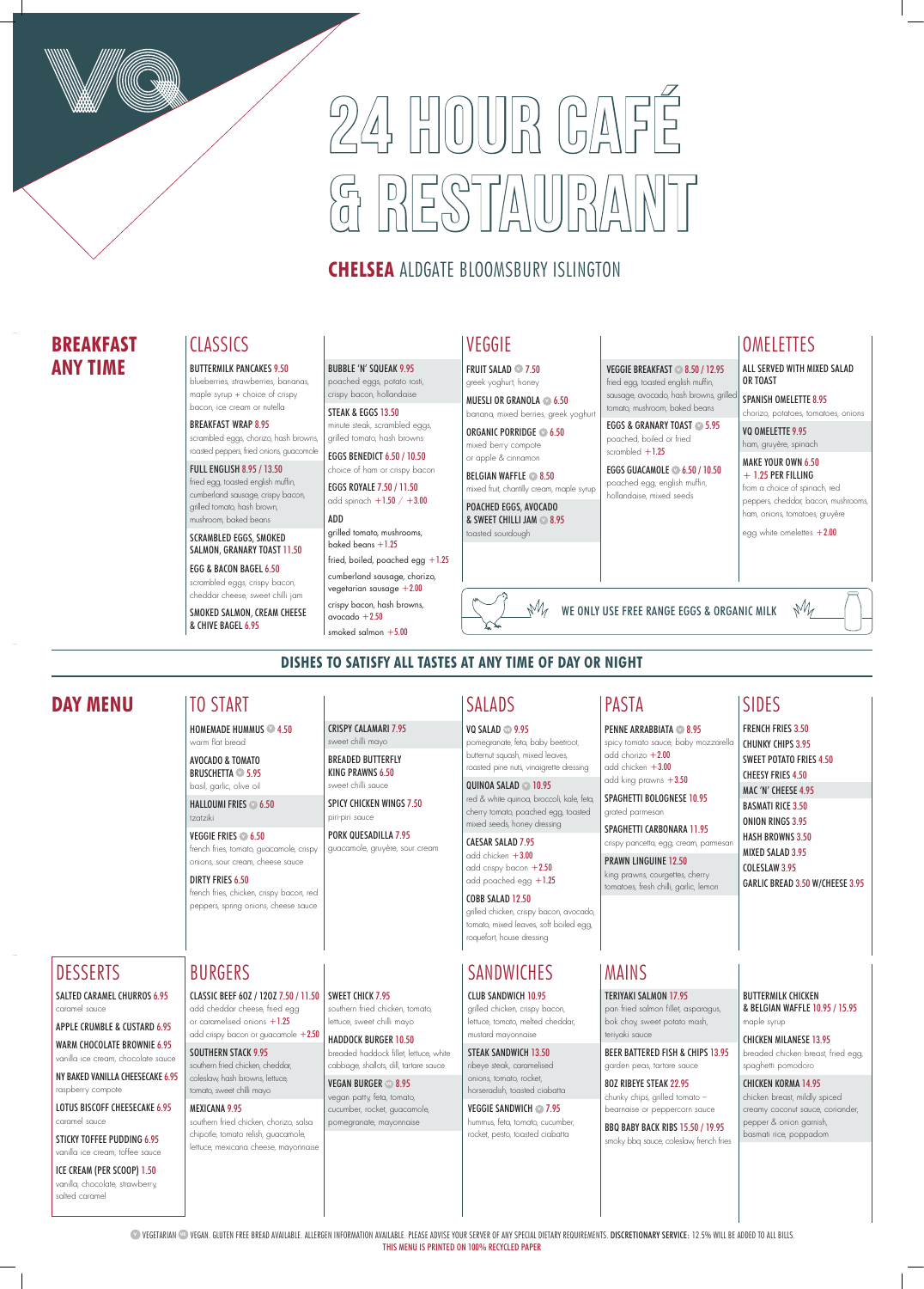# 24 HOUR CAFÉ & RESTAURANT

**CHELSEA** ALDGATE BLOOMSBURY ISLINGTON

## BREAKFAST ANY TIME

### CLASSICS

**BUTTERMILK PANCAKES** 9.50
blueberries, strawberries, bananas, maple syrup + choice of crispy bacon, ice cream or nutella

**BREAKFAST WRAP** 8.95
scrambled eggs, chorizo, hash browns, roasted peppers, fried onions, guacamole

**FULL ENGLISH** 8.95 / 13.50
fried egg, toasted english muffin, cumberland sausage, crispy bacon, grilled tomato, hash brown, mushroom, baked beans

**SCRAMBLED EGGS, SMOKED SALMON, GRANARY TOAST** 11.50

**EGG & BACON BAGEL** 6.50
scrambled eggs, crispy bacon, cheddar cheese, sweet chilli jam

**SMOKED SALMON, CREAM CHEESE & CHIVE BAGEL** 6.95

**BUBBLE 'N' SQUEAK** 9.95
poached eggs, potato rosti, crispy bacon, hollandaise

**STEAK & EGGS** 13.50
minute steak, scrambled eggs, grilled tomato, hash browns

**EGGS BENEDICT** 6.50 / 10.50
choice of ham or crispy bacon

**EGGS ROYALE** 7.50 / 11.50
add spinach +1.50 / +3.00

**ADD**
grilled tomato, mushrooms, baked beans +1.25
fried, boiled, poached egg +1.25
cumberland sausage, chorizo, vegetarian sausage +2.00
crispy bacon, hash browns, avocado +2.50
smoked salmon +5.00

### VEGGIE

**FRUIT SALAD** (V) 7.50
greek yoghurt, honey

**MUESLI OR GRANOLA** (V) 6.50
banana, mixed berries, greek yoghurt

**ORGANIC PORRIDGE** (V) 6.50
mixed berry compote or apple & cinnamon

**BELGIAN WAFFLE** (V) 8.50
mixed fruit, chantilly cream, maple syrup

**POACHED EGGS, AVOCADO & SWEET CHILLI JAM** (V) 8.95
toasted sourdough

**VEGGIE BREAKFAST** (V) 8.50 / 12.95
fried egg, toasted english muffin, sausage, avocado, hash browns, grilled tomato, mushroom, baked beans

**EGGS & GRANARY TOAST** (V) 5.95
poached, boiled or fried scrambled +1.25

**EGGS GUACAMOLE** (V) 6.50 / 10.50
poached egg, english muffin, hollandaise, mixed seeds

### OMELETTES

ALL SERVED WITH MIXED SALAD OR TOAST

**SPANISH OMELETTE** 8.95
chorizo, potatoes, tomatoes, onions

**VQ OMELETTE** 9.95
ham, gruyère, spinach

**MAKE YOUR OWN** 6.50
+ 1.25 PER FILLING
from a choice of spinach, red peppers, cheddar, bacon, mushrooms, ham, onions, tomatoes, gruyère

egg white omelettes +2.00

WE ONLY USE FREE RANGE EGGS & ORGANIC MILK

## DISHES TO SATISFY ALL TASTES AT ANY TIME OF DAY OR NIGHT

## DAY MENU

### TO START

**HOMEMADE HUMMUS** (V) 4.50
warm flat bread

**AVOCADO & TOMATO BRUSCHETTA** (V) 5.95
basil, garlic, olive oil

**HALLOUMI FRIES** (V) 6.50
tzatziki

**VEGGIE FRIES** (V) 6.50
french fries, tomato, guacamole, crispy onions, sour cream, cheese sauce

**DIRTY FRIES** 6.50
french fries, chicken, crispy bacon, red peppers, spring onions, cheese sauce

**CRISPY CALAMARI** 7.95
sweet chilli mayo

**BREADED BUTTERFLY KING PRAWNS** 6.50
sweet chilli sauce

**SPICY CHICKEN WINGS** 7.50
piri-piri sauce

**PORK QUESADILLA** 7.95
guacamole, gruyère, sour cream

### SALADS

**VQ SALAD** (VG) 9.95
pomegranate, feta, baby beetroot, butternut squash, mixed leaves, roasted pine nuts, vinaigrette dressing

**QUINOA SALAD** (V) 10.95
red & white quinoa, broccoli, kale, feta, cherry tomato, poached egg, toasted mixed seeds, honey dressing

**CAESAR SALAD** 7.95
add chicken +3.00
add crispy bacon +2.50
add poached egg +1.25

**COBB SALAD** 12.50
grilled chicken, crispy bacon, avocado, tomato, mixed leaves, soft boiled egg, roquefort, house dressing

### PASTA

**PENNE ARRABBIATA** (V) 8.95
spicy tomato sauce, baby mozzarella
add chorizo +2.00
add chicken +3.00
add king prawns +3.50

**SPAGHETTI BOLOGNESE** 10.95
grated parmesan

**SPAGHETTI CARBONARA** 11.95
crispy pancetta, egg, cream, parmesan

**PRAWN LINGUINE** 12.50
king prawns, courgettes, cherry tomatoes, fresh chilli, garlic, lemon

### SIDES

**FRENCH FRIES** 3.50
**CHUNKY CHIPS** 3.95
**SWEET POTATO FRIES** 4.50
**CHEESY FRIES** 4.50
**MAC 'N' CHEESE** 4.95
**BASMATI RICE** 3.50
**ONION RINGS** 3.95
**HASH BROWNS** 3.50
**MIXED SALAD** 3.95
**COLESLAW** 3.95
**GARLIC BREAD** 3.50 W/CHEESE 3.95

### DESSERTS

**SALTED CARAMEL CHURROS** 6.95
caramel sauce

**APPLE CRUMBLE & CUSTARD** 6.95

**WARM CHOCOLATE BROWNIE** 6.95
vanilla ice cream, chocolate sauce

**NY BAKED VANILLA CHEESECAKE** 6.95
raspberry compote

**LOTUS BISCOFF CHEESECAKE** 6.95
caramel sauce

**STICKY TOFFEE PUDDING** 6.95
vanilla ice cream, toffee sauce

**ICE CREAM (PER SCOOP)** 1.50
vanilla, chocolate, strawberry, salted caramel

### BURGERS

**CLASSIC BEEF 6OZ / 12OZ** 7.50 / 11.50
add cheddar cheese, fried egg or caramelised onions +1.25
add crispy bacon or guacamole +2.50

**SOUTHERN STACK** 9.95
southern fried chicken, cheddar, coleslaw, hash browns, lettuce, tomato, sweet chilli mayo

**MEXICANA** 9.95
southern fried chicken, chorizo, salsa chipotle, tomato relish, guacamole, lettuce, mexicana cheese, mayonnaise

**SWEET CHICK** 7.95
southern fried chicken, tomato, lettuce, sweet chilli mayo

**HADDOCK BURGER** 10.50
breaded haddock fillet, lettuce, white cabbage, shallots, dill, tartare sauce

**VEGAN BURGER** (VG) 8.95
vegan patty, feta, tomato, cucumber, rocket, guacamole, pomegranate, mayonnaise

### SANDWICHES

**CLUB SANDWICH** 10.95
grilled chicken, crispy bacon, lettuce, tomato, melted cheddar, mustard mayonnaise

**STEAK SANDWICH** 13.50
ribeye steak, caramelised onions, tomato, rocket, horseradish, toasted ciabatta

**VEGGIE SANDWICH** (V) 7.95
hummus, feta, tomato, cucumber, rocket, pesto, toasted ciabatta

### MAINS

**TERIYAKI SALMON** 17.95
pan fried salmon fillet, asparagus, bok choy, sweet potato mash, teriyaki sauce

**BEER BATTERED FISH & CHIPS** 13.95
garden peas, tartare sauce

**8OZ RIBEYE STEAK** 22.95
chunky chips, grilled tomato – bearnaise or peppercorn sauce

**BBQ BABY BACK RIBS** 15.50 / 19.95
smoky bbq sauce, coleslaw, french fries

**BUTTERMILK CHICKEN & BELGIAN WAFFLE** 10.95 / 15.95
maple syrup

**CHICKEN MILANESE** 13.95
breaded chicken breast, fried egg, spaghetti pomodoro

**CHICKEN KORMA** 14.95
chicken breast, mildly spiced creamy coconut sauce, coriander, pepper & onion garnish, basmati rice, poppadom

(V) VEGETARIAN (VG) VEGAN. GLUTEN FREE BREAD AVAILABLE. ALLERGEN INFORMATION AVAILABLE. PLEASE ADVISE YOUR SERVER OF ANY SPECIAL DIETARY REQUIREMENTS. **DISCRETIONARY SERVICE:** 12.5% WILL BE ADDED TO ALL BILLS.

THIS MENU IS PRINTED ON 100% RECYCLED PAPER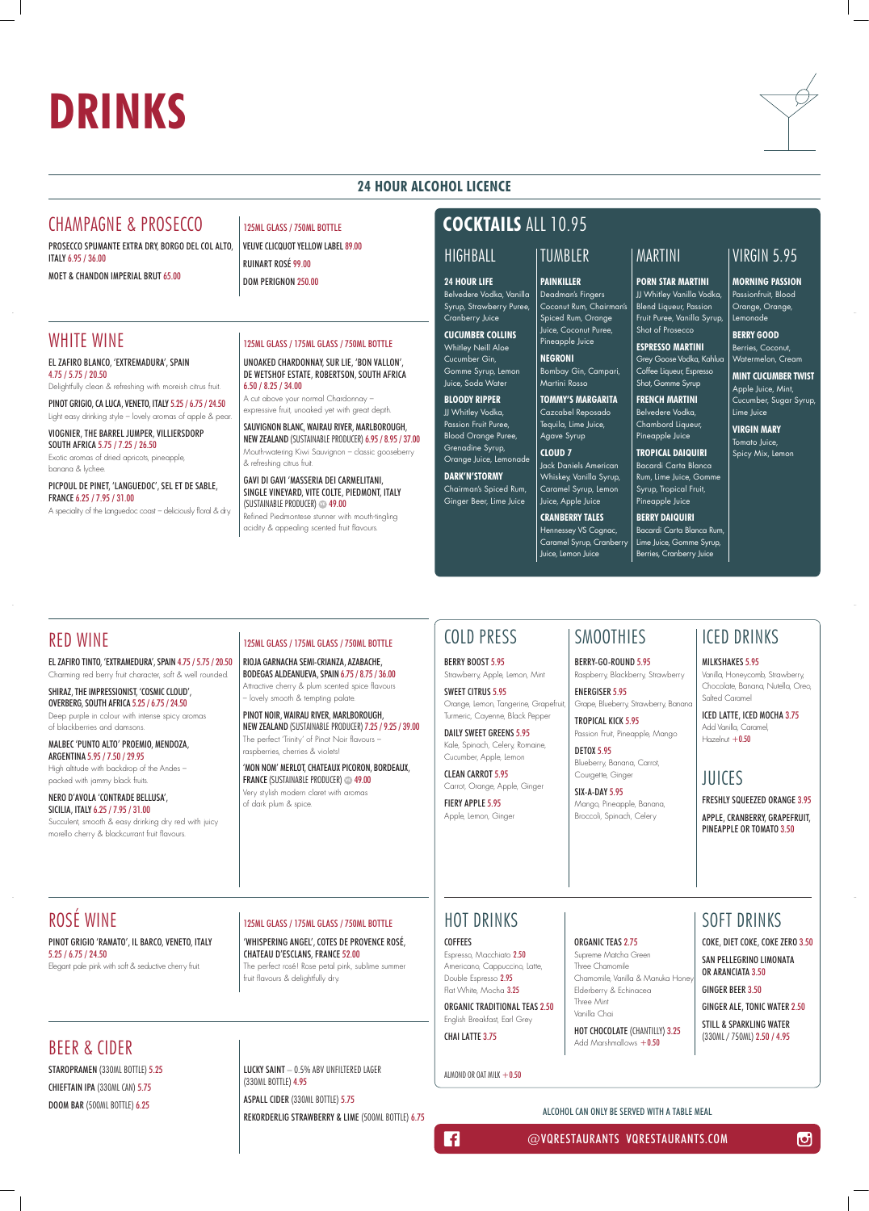# DRINKS

## 24 HOUR ALCOHOL LICENCE

## CHAMPAGNE & PROSECCO

125ML GLASS / 750ML BOTTLE

PROSECCO SPUMANTE EXTRA DRY, BORGO DEL COL ALTO, ITALY 6.95 / 36.00

MOET & CHANDON IMPERIAL BRUT 65.00

VEUVE CLICQUOT YELLOW LABEL 89.00

RUINART ROSÉ 99.00

DOM PERIGNON 250.00

## WHITE WINE

125ML GLASS / 175ML GLASS / 750ML BOTTLE

EL ZAFIRO BLANCO, 'EXTREMADURA', SPAIN 4.75 / 5.75 / 20.50
Delightfully clean & refreshing with moreish citrus fruit.

PINOT GRIGIO, CA LUCA, VENETO, ITALY 5.25 / 6.75 / 24.50
Light easy drinking style – lovely aromas of apple & pear.

VIOGNIER, THE BARREL JUMPER, VILLIERSDORP SOUTH AFRICA 5.75 / 7.25 / 26.50
Exotic aromas of dried apricots, pineapple, banana & lychee.

PICPOUL DE PINET, 'LANGUEDOC', SEL ET DE SABLE, FRANCE 6.25 / 7.95 / 31.00
A speciality of the Languedoc coast – deliciously floral & dry.

UNOAKED CHARDONNAY, SUR LIE, 'BON VALLON', DE WETSHOF ESTATE, ROBERTSON, SOUTH AFRICA 6.50 / 8.25 / 34.00
A cut above your normal Chardonnay – expressive fruit, unoaked yet with great depth.

SAUVIGNON BLANC, WAIRAU RIVER, MARLBOROUGH, NEW ZEALAND (SUSTAINABLE PRODUCER) 6.95 / 8.95 / 37.00
Mouth-watering Kiwi Sauvignon – classic gooseberry & refreshing citrus fruit.

GAVI DI GAVI 'MASSERIA DEI CARMELITANI, SINGLE VINEYARD, VITE COLTE, PIEDMONT, ITALY (SUSTAINABLE PRODUCER) 49.00
Refined Piedmontese stunner with mouth-tingling acidity & appealing scented fruit flavours.

## COCKTAILS ALL 10.95

### HIGHBALL

**24 HOUR LIFE**
Belvedere Vodka, Vanilla Syrup, Strawberry Puree, Cranberry Juice

**CUCUMBER COLLINS**
Whitley Neill Aloe Cucumber Gin, Gomme Syrup, Lemon Juice, Soda Water

**BLOODY RIPPER**
JJ Whitley Vodka, Passion Fruit Puree, Blood Orange Puree, Grenadine Syrup, Orange Juice, Lemonade

**DARK'N'STORMY**
Chairman's Spiced Rum, Ginger Beer, Lime Juice

### TUMBLER

**PAINKILLER**
Deadman's Fingers Coconut Rum, Chairman's Spiced Rum, Orange Juice, Coconut Puree, Pineapple Juice

**NEGRONI**
Bombay Gin, Campari, Martini Rosso

**TOMMY'S MARGARITA**
Cazcabel Reposado Tequila, Lime Juice, Agave Syrup

**CLOUD 7**
Jack Daniels American Whiskey, Vanilla Syrup, Caramel Syrup, Lemon Juice, Apple Juice

**CRANBERRY TALES**
Hennessey VS Cognac, Caramel Syrup, Cranberry Juice, Lemon Juice

### MARTINI

**PORN STAR MARTINI**
JJ Whitley Vanilla Vodka, Blend Liqueur, Passion Fruit Puree, Vanilla Syrup, Shot of Prosecco

**ESPRESSO MARTINI**
Grey Goose Vodka, Kahlua Coffee Liqueur, Espresso Shot, Gomme Syrup

**FRENCH MARTINI**
Belvedere Vodka, Chambord Liqueur, Pineapple Juice

**TROPICAL DAIQUIRI**
Bacardi Carta Blanca Rum, Lime Juice, Gomme Syrup, Tropical Fruit, Pineapple Juice

**BERRY DAIQUIRI**
Bacardi Carta Blanca Rum, Lime Juice, Gomme Syrup, Berries, Cranberry Juice

### VIRGIN 5.95

**MORNING PASSION**
Passionfruit, Blood Orange, Orange, Lemonade

**BERRY GOOD**
Berries, Coconut, Watermelon, Cream

**MINT CUCUMBER TWIST**
Apple Juice, Mint, Cucumber, Sugar Syrup, Lime Juice

**VIRGIN MARY**
Tomato Juice, Spicy Mix, Lemon

## RED WINE

125ML GLASS / 175ML GLASS / 750ML BOTTLE

EL ZAFIRO TINTO, 'EXTREMADURA', SPAIN 4.75 / 5.75 / 20.50
Charming red berry fruit character, soft & well rounded.

SHIRAZ, THE IMPRESSIONIST, 'COSMIC CLOUD', OVERBERG, SOUTH AFRICA 5.25 / 6.75 / 24.50
Deep purple in colour with intense spicy aromas of blackberries and damsons.

MALBEC 'PUNTO ALTO' PROEMIO, MENDOZA, ARGENTINA 5.95 / 7.50 / 29.95
High altitude with backdrop of the Andes – packed with jammy black fruits.

NERO D'AVOLA 'CONTRADE BELLUSA', SICILIA, ITALY 6.25 / 7.95 / 31.00
Succulent, smooth & easy drinking dry red with juicy morello cherry & blackcurrant fruit flavours.

RIOJA GARNACHA SEMI-CRIANZA, AZABACHE, BODEGAS ALDEANUEVA, SPAIN 6.75 / 8.75 / 36.00
Attractive cherry & plum scented spice flavours – lovely smooth & tempting palate.

PINOT NOIR, WAIRAU RIVER, MARLBOROUGH, NEW ZEALAND (SUSTAINABLE PRODUCER) 7.25 / 9.25 / 39.00
The perfect 'Trinity' of Pinot Noir flavours – raspberries, cherries & violets!

'MON NOM' MERLOT, CHATEAUX PICORON, BORDEAUX, FRANCE (SUSTAINABLE PRODUCER) 49.00
Very stylish modern claret with aromas of dark plum & spice.

## ROSÉ WINE

125ML GLASS / 175ML GLASS / 750ML BOTTLE

PINOT GRIGIO 'RAMATO', IL BARCO, VENETO, ITALY 5.25 / 6.75 / 24.50
Elegant pale pink with soft & seductive cherry fruit.

'WHISPERING ANGEL', COTES DE PROVENCE ROSÉ, CHATEAU D'ESCLANS, FRANCE 52.00
The perfect rosé! Rose petal pink, sublime summer fruit flavours & delightfully dry.

## BEER & CIDER

STAROPRAMEN (330ML BOTTLE) 5.25

CHIEFTAIN IPA (330ML CAN) 5.75

DOOM BAR (500ML BOTTLE) 6.25

LUCKY SAINT – 0.5% ABV UNFILTERED LAGER (330ML BOTTLE) 4.95

ASPALL CIDER (330ML BOTTLE) 5.75

REKORDERLIG STRAWBERRY & LIME (500ML BOTTLE) 6.75

## COLD PRESS

BERRY BOOST 5.95
Strawberry, Apple, Lemon, Mint

SWEET CITRUS 5.95
Orange, Lemon, Tangerine, Grapefruit, Turmeric, Cayenne, Black Pepper

DAILY SWEET GREENS 5.95
Kale, Spinach, Celery, Romaine, Cucumber, Apple, Lemon

CLEAN CARROT 5.95
Carrot, Orange, Apple, Ginger

FIERY APPLE 5.95
Apple, Lemon, Ginger

## SMOOTHIES

BERRY-GO-ROUND 5.95
Raspberry, Blackberry, Strawberry

ENERGISER 5.95
Grape, Blueberry, Strawberry, Banana

TROPICAL KICK 5.95
Passion Fruit, Pineapple, Mango

DETOX 5.95
Blueberry, Banana, Carrot, Courgette, Ginger

SIX-A-DAY 5.95
Mango, Pineapple, Banana, Broccoli, Spinach, Celery

## ICED DRINKS

MILKSHAKES 5.95
Vanilla, Honeycomb, Strawberry, Chocolate, Banana, Nutella, Oreo, Salted Caramel

ICED LATTE, ICED MOCHA 3.75
Add Vanilla, Caramel, Hazelnut +0.50

## JUICES

FRESHLY SQUEEZED ORANGE 3.95

APPLE, CRANBERRY, GRAPEFRUIT, PINEAPPLE OR TOMATO 3.50

## HOT DRINKS

COFFEES
Espresso, Macchiato 2.50
Americano, Cappuccino, Latte, Double Espresso 2.95
Flat White, Mocha 3.25

ORGANIC TRADITIONAL TEAS 2.50
English Breakfast, Earl Grey

CHAI LATTE 3.75

ORGANIC TEAS 2.75
Supreme Matcha Green
Three Chamomile
Chamomile, Vanilla & Manuka Honey
Elderberry & Echinacea
Three Mint
Vanilla Chai

HOT CHOCOLATE (CHANTILLY) 3.25
Add Marshmallows +0.50

ALMOND OR OAT MILK +0.50

## SOFT DRINKS

COKE, DIET COKE, COKE ZERO 3.50

SAN PELLEGRINO LIMONATA OR ARANCIATA 3.50

GINGER BEER 3.50

GINGER ALE, TONIC WATER 2.50

STILL & SPARKLING WATER (330ML / 750ML) 2.50 / 4.95

ALCOHOL CAN ONLY BE SERVED WITH A TABLE MEAL

@VQRESTAURANTS VQRESTAURANTS.COM